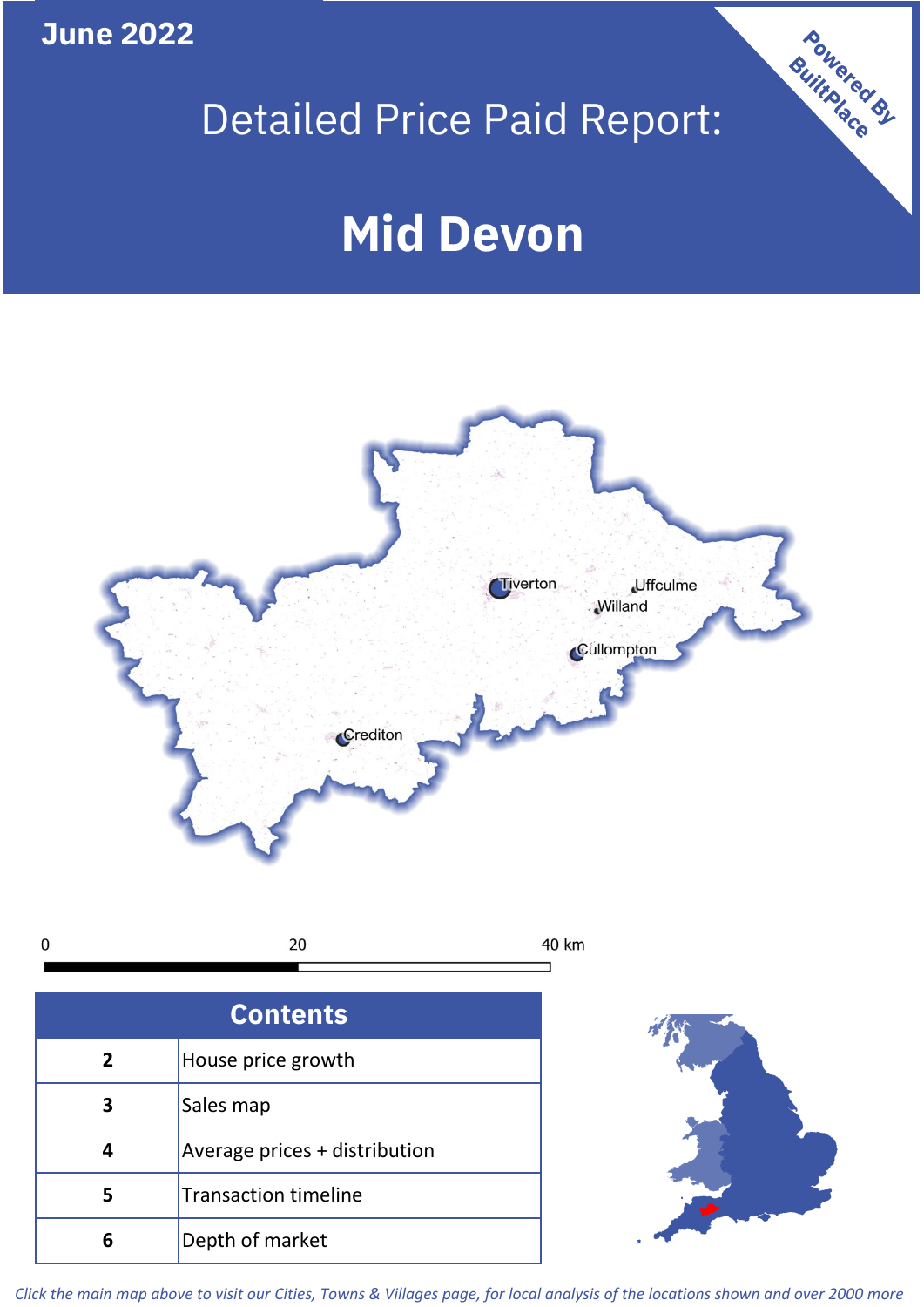June 2022

# Detailed Price Paid Report:

# Mid Devon

Powered By BuiltPlace

Tiverton
Uffculme
Willand
Cullompton
Crediton

0 20 40 km

| Contents | |
|---|---|
| 2 | House price growth |
| 3 | Sales map |
| 4 | Average prices + distribution |
| 5 | Transaction timeline |
| 6 | Depth of market |

*Click the main map above to visit our Cities, Towns & Villages page, for local analysis of the locations shown and over 2000 more*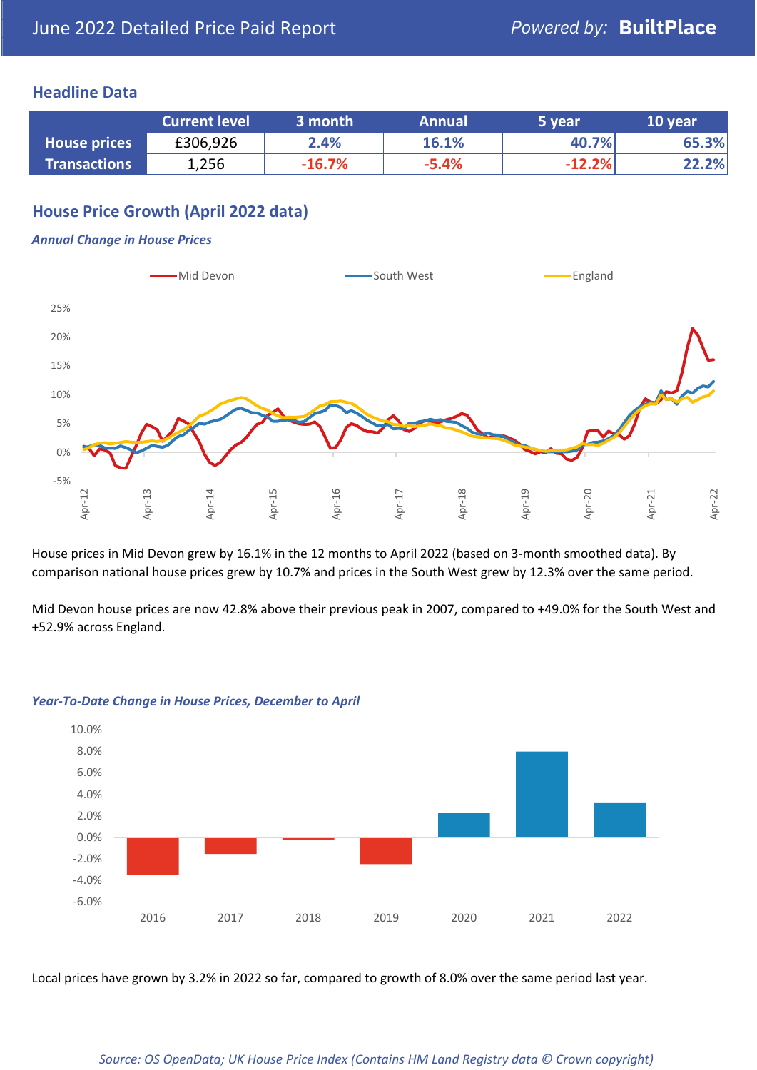June 2022 Detailed Price Paid Report

Powered by: **BuiltPlace**

## Headline Data

| | Current level | 3 month | Annual | 5 year | 10 year |
|---|---|---|---|---|---|
| House prices | £306,926 | 2.4% | 16.1% | 40.7% | 65.3% |
| Transactions | 1,256 | -16.7% | -5.4% | -12.2% | 22.2% |

## House Price Growth (April 2022 data)

*Annual Change in House Prices*

House prices in Mid Devon grew by 16.1% in the 12 months to April 2022 (based on 3-month smoothed data). By comparison national house prices grew by 10.7% and prices in the South West grew by 12.3% over the same period.

Mid Devon house prices are now 42.8% above their previous peak in 2007, compared to +49.0% for the South West and +52.9% across England.

*Year-To-Date Change in House Prices, December to April*

Local prices have grown by 3.2% in 2022 so far, compared to growth of 8.0% over the same period last year.

*Source: OS OpenData; UK House Price Index (Contains HM Land Registry data © Crown copyright)*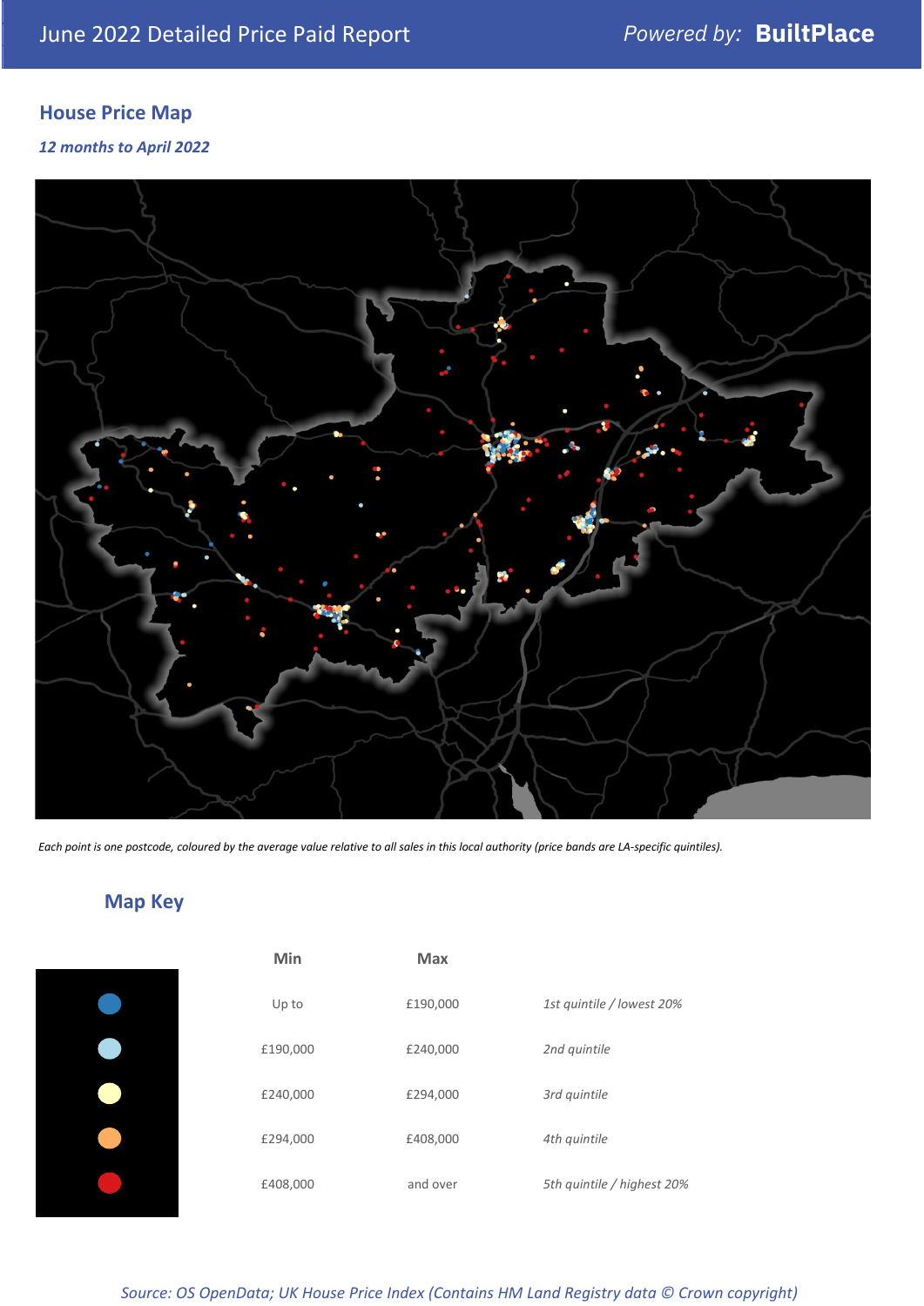# June 2022 Detailed Price Paid Report

*Powered by:* **BuiltPlace**

## House Price Map

*12 months to April 2022*

*Each point is one postcode, coloured by the average value relative to all sales in this local authority (price bands are LA-specific quintiles).*

## Map Key

| Min | Max | |
|---|---|---|
| Up to | £190,000 | *1st quintile / lowest 20%* |
| £190,000 | £240,000 | *2nd quintile* |
| £240,000 | £294,000 | *3rd quintile* |
| £294,000 | £408,000 | *4th quintile* |
| £408,000 | and over | *5th quintile / highest 20%* |

*Source: OS OpenData; UK House Price Index (Contains HM Land Registry data © Crown copyright)*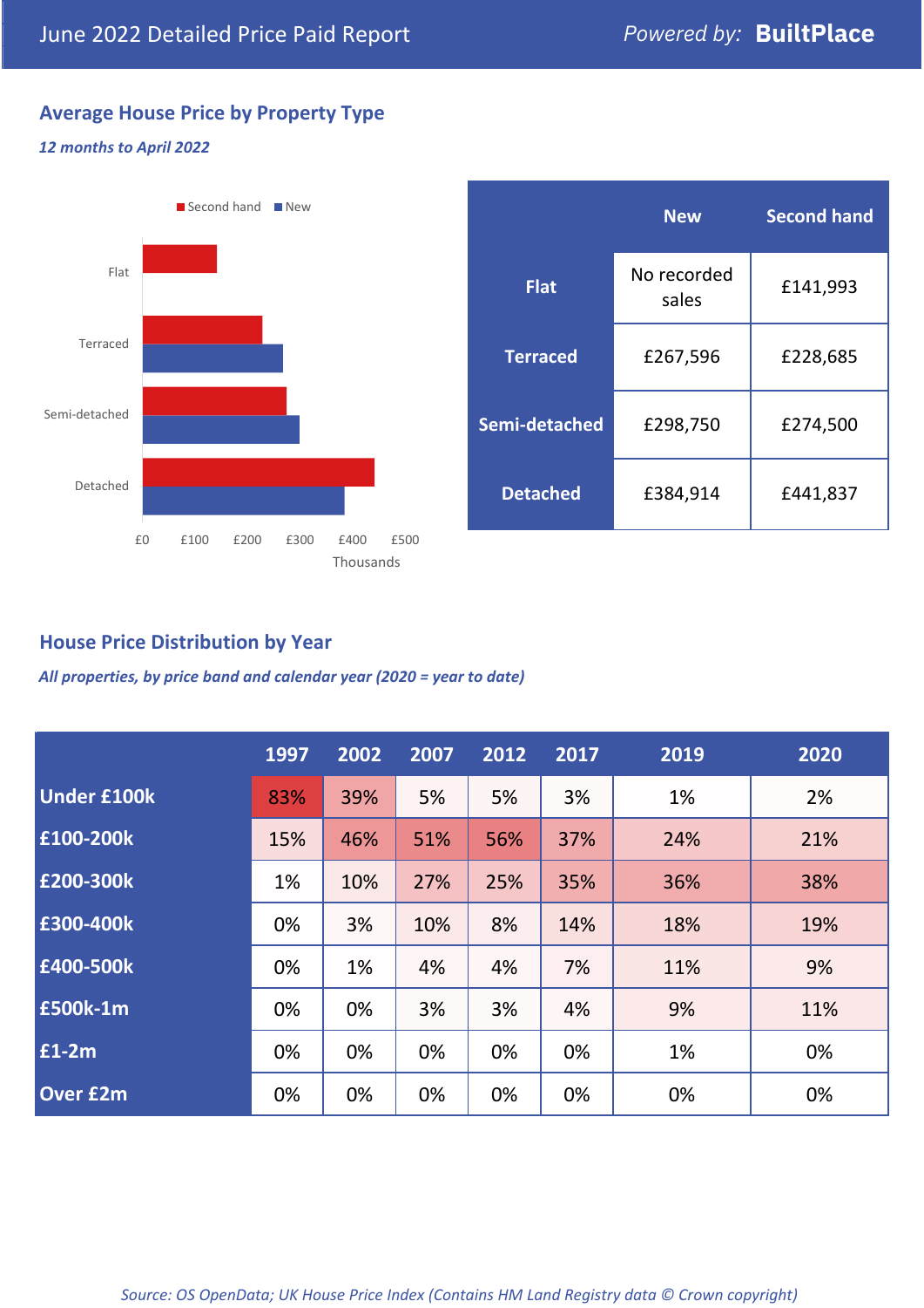# June 2022 Detailed Price Paid Report

Powered by: **BuiltPlace**

## Average House Price by Property Type

*12 months to April 2022*

| | New | Second hand |
|---|---|---|
| **Flat** | No recorded sales | £141,993 |
| **Terraced** | £267,596 | £228,685 |
| **Semi-detached** | £298,750 | £274,500 |
| **Detached** | £384,914 | £441,837 |

## House Price Distribution by Year

*All properties, by price band and calendar year (2020 = year to date)*

| | 1997 | 2002 | 2007 | 2012 | 2017 | 2019 | 2020 |
|---|---|---|---|---|---|---|---|
| **Under £100k** | 83% | 39% | 5% | 5% | 3% | 1% | 2% |
| **£100-200k** | 15% | 46% | 51% | 56% | 37% | 24% | 21% |
| **£200-300k** | 1% | 10% | 27% | 25% | 35% | 36% | 38% |
| **£300-400k** | 0% | 3% | 10% | 8% | 14% | 18% | 19% |
| **£400-500k** | 0% | 1% | 4% | 4% | 7% | 11% | 9% |
| **£500k-1m** | 0% | 0% | 3% | 3% | 4% | 9% | 11% |
| **£1-2m** | 0% | 0% | 0% | 0% | 0% | 1% | 0% |
| **Over £2m** | 0% | 0% | 0% | 0% | 0% | 0% | 0% |

*Source: OS OpenData; UK House Price Index (Contains HM Land Registry data © Crown copyright)*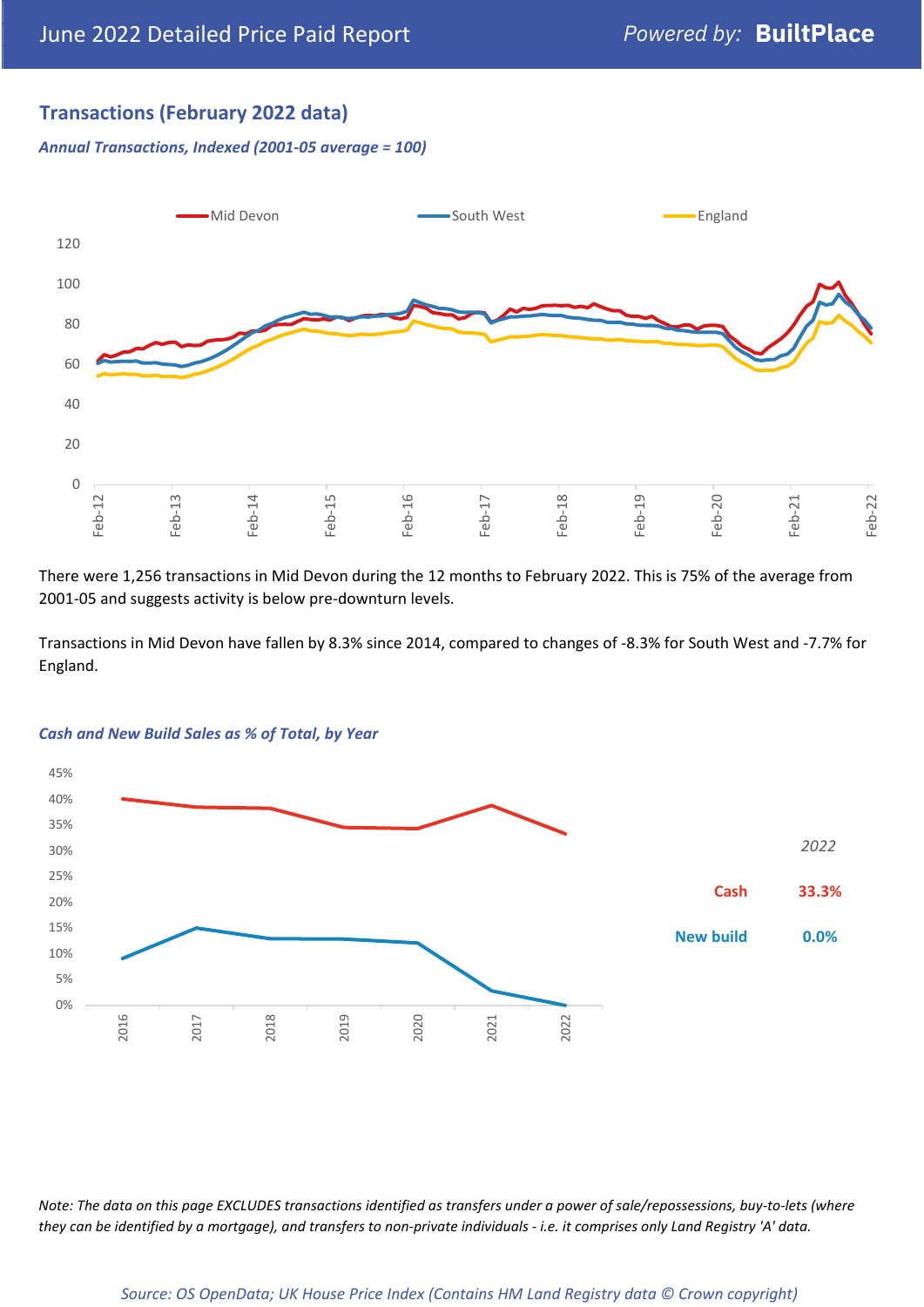## Transactions (February 2022 data)

*Annual Transactions, Indexed (2001-05 average = 100)*

There were 1,256 transactions in Mid Devon during the 12 months to February 2022. This is 75% of the average from 2001-05 and suggests activity is below pre-downturn levels.

Transactions in Mid Devon have fallen by 8.3% since 2014, compared to changes of -8.3% for South West and -7.7% for England.

*Cash and New Build Sales as % of Total, by Year*

*2022*

| | |
|---|---|
| Cash | 33.3% |
| New build | 0.0% |

*Note: The data on this page EXCLUDES transactions identified as transfers under a power of sale/repossessions, buy-to-lets (where they can be identified by a mortgage), and transfers to non-private individuals - i.e. it comprises only Land Registry 'A' data.*

*Source: OS OpenData; UK House Price Index (Contains HM Land Registry data © Crown copyright)*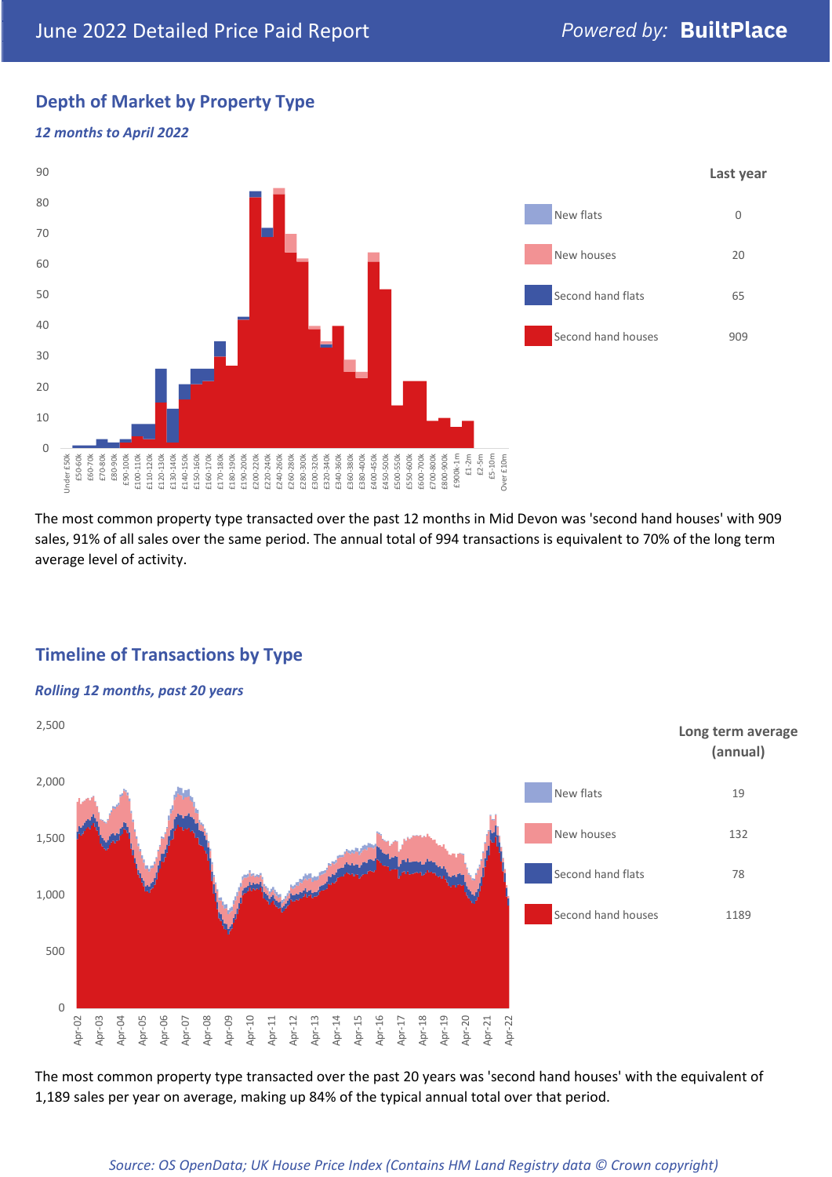June 2022 Detailed Price Paid Report

Powered by: **BuiltPlace**

## Depth of Market by Property Type

*12 months to April 2022*

90
80
70
60
50
40
30
20
10
0

Under £50k, £50-60k, £60-70k, £70-80k, £80-90k, £90-100k, £100-110k, £110-120k, £120-130k, £130-140k, £140-150k, £150-160k, £160-170k, £170-180k, £180-190k, £190-200k, £200-220k, £220-240k, £240-260k, £260-280k, £280-300k, £300-320k, £320-340k, £340-360k, £360-380k, £380-400k, £400-450k, £450-500k, £500-550k, £550-600k, £600-700k, £700-800k, £800-900k, £900k-1 m, £1-2m, £2-5m, £5-10m, Over £10m

**Last year**

New flats 0
New houses 20
Second hand flats 65
Second hand houses 909

The most common property type transacted over the past 12 months in Mid Devon was 'second hand houses' with 909 sales, 91% of all sales over the same period. The annual total of 994 transactions is equivalent to 70% of the long term average level of activity.

## Timeline of Transactions by Type

*Rolling 12 months, past 20 years*

2,500
2,000
1,500
1,000
500
0

Apr-02, Apr-03, Apr-04, Apr-05, Apr-06, Apr-07, Apr-08, Apr-09, Apr-10, Apr-11, Apr-12, Apr-13, Apr-14, Apr-15, Apr-16, Apr-17, Apr-18, Apr-19, Apr-20, Apr-21, Apr-22

**Long term average (annual)**

New flats 19
New houses 132
Second hand flats 78
Second hand houses 1189

The most common property type transacted over the past 20 years was 'second hand houses' with the equivalent of 1,189 sales per year on average, making up 84% of the typical annual total over that period.

*Source: OS OpenData; UK House Price Index (Contains HM Land Registry data © Crown copyright)*